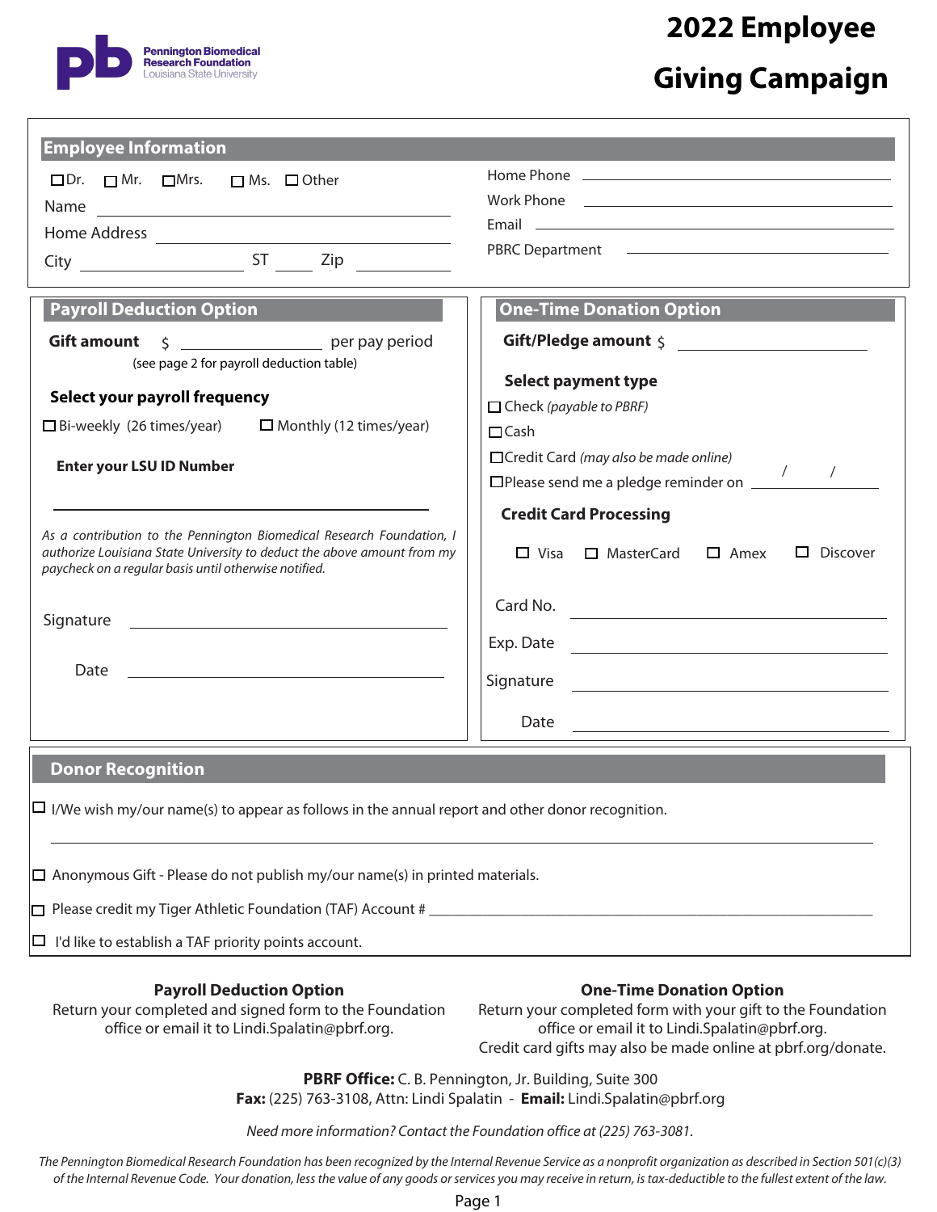Pennington Biomedical Research Foundation
Louisiana State University

# 2022 Employee Giving Campaign

## Employee Information

☐ Dr. ☐ Mr. ☐ Mrs. ☐ Ms. ☐ Other

Name ______________________

Home Address ______________________

City ______________ ST ______ Zip ______________

Home Phone ______________________

Work Phone ______________________

Email ______________________

PBRC Department ______________________

## Payroll Deduction Option

**Gift amount** $ ______________ per pay period
(see page 2 for payroll deduction table)

**Select your payroll frequency**

☐ Bi-weekly (26 times/year) ☐ Monthly (12 times/year)

**Enter your LSU ID Number**

______________________

*As a contribution to the Pennington Biomedical Research Foundation, I authorize Louisiana State University to deduct the above amount from my paycheck on a regular basis until otherwise notified.*

Signature ______________________

Date ______________________

## One-Time Donation Option

**Gift/Pledge amount** $ ______________

**Select payment type**

☐ Check *(payable to PBRF)*
☐ Cash
☐ Credit Card *(may also be made online)*
☐ Please send me a pledge reminder on ____ / ____ / ____

**Credit Card Processing**

☐ Visa ☐ MasterCard ☐ Amex ☐ Discover

Card No. ______________________

Exp. Date ______________________

Signature ______________________

Date ______________________

## Donor Recognition

☐ I/We wish my/our name(s) to appear as follows in the annual report and other donor recognition.

______________________________________________

☐ Anonymous Gift - Please do not publish my/our name(s) in printed materials.

☐ Please credit my Tiger Athletic Foundation (TAF) Account # ______________________

☐ I'd like to establish a TAF priority points account.

**Payroll Deduction Option**
Return your completed and signed form to the Foundation office or email it to Lindi.Spalatin@pbrf.org.

**One-Time Donation Option**
Return your completed form with your gift to the Foundation office or email it to Lindi.Spalatin@pbrf.org.
Credit card gifts may also be made online at pbrf.org/donate.

**PBRF Office:** C. B. Pennington, Jr. Building, Suite 300
**Fax:** (225) 763-3108, Attn: Lindi Spalatin - **Email:** Lindi.Spalatin@pbrf.org

*Need more information? Contact the Foundation office at (225) 763-3081.*

*The Pennington Biomedical Research Foundation has been recognized by the Internal Revenue Service as a nonprofit organization as described in Section 501(c)(3) of the Internal Revenue Code. Your donation, less the value of any goods or services you may receive in return, is tax-deductible to the fullest extent of the law.*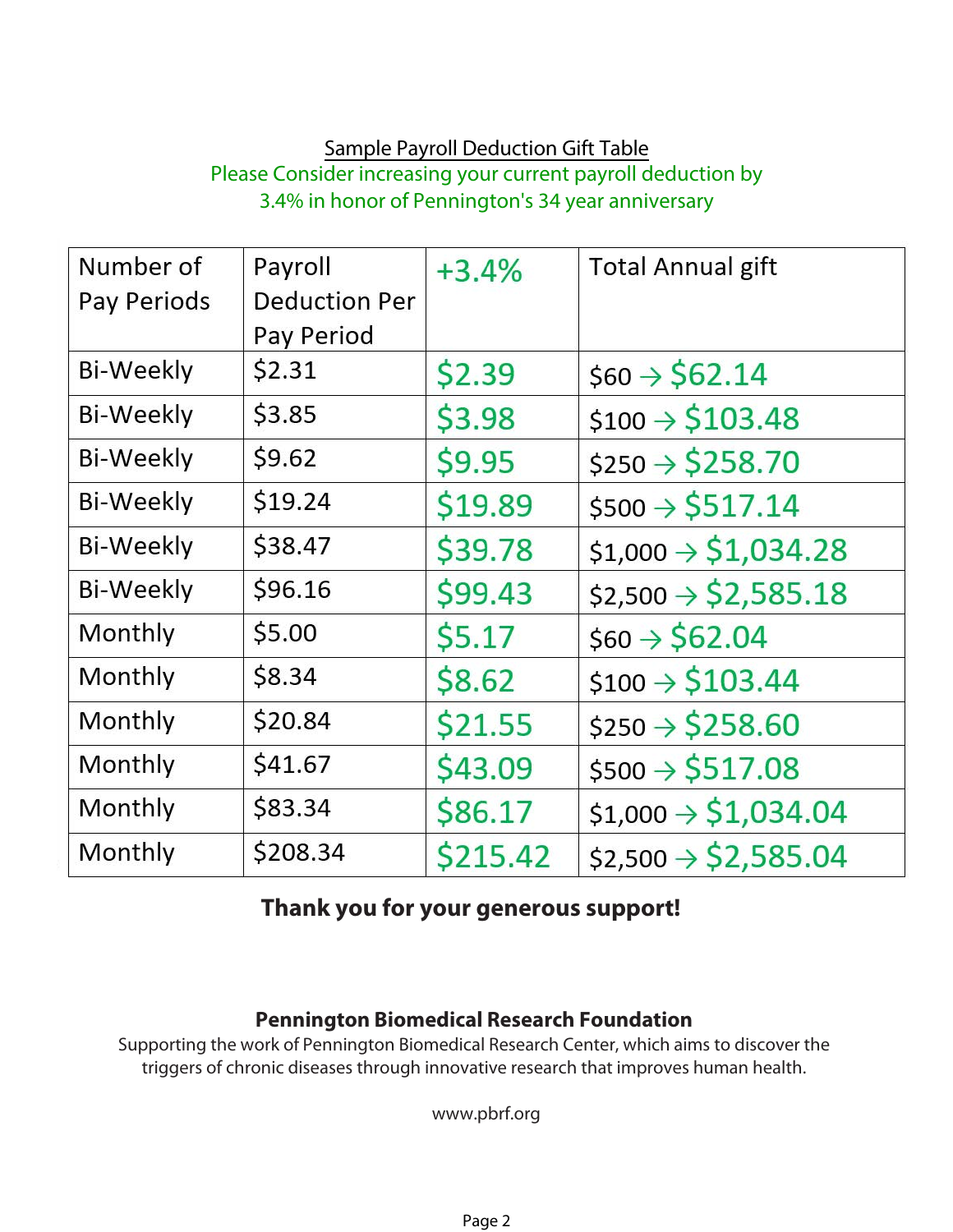Sample Payroll Deduction Gift Table

Please Consider increasing your current payroll deduction by 3.4% in honor of Pennington's 34 year anniversary

| Number of Pay Periods | Payroll Deduction Per Pay Period | +3.4% | Total Annual gift |
|---|---|---|---|
| Bi-Weekly | $2.31 | $2.39 | $60 → $62.14 |
| Bi-Weekly | $3.85 | $3.98 | $100 → $103.48 |
| Bi-Weekly | $9.62 | $9.95 | $250 → $258.70 |
| Bi-Weekly | $19.24 | $19.89 | $500 → $517.14 |
| Bi-Weekly | $38.47 | $39.78 | $1,000 → $1,034.28 |
| Bi-Weekly | $96.16 | $99.43 | $2,500 → $2,585.18 |
| Monthly | $5.00 | $5.17 | $60 → $62.04 |
| Monthly | $8.34 | $8.62 | $100 → $103.44 |
| Monthly | $20.84 | $21.55 | $250 → $258.60 |
| Monthly | $41.67 | $43.09 | $500 → $517.08 |
| Monthly | $83.34 | $86.17 | $1,000 → $1,034.04 |
| Monthly | $208.34 | $215.42 | $2,500 → $2,585.04 |

**Thank you for your generous support!**

**Pennington Biomedical Research Foundation**

Supporting the work of Pennington Biomedical Research Center, which aims to discover the triggers of chronic diseases through innovative research that improves human health.

www.pbrf.org